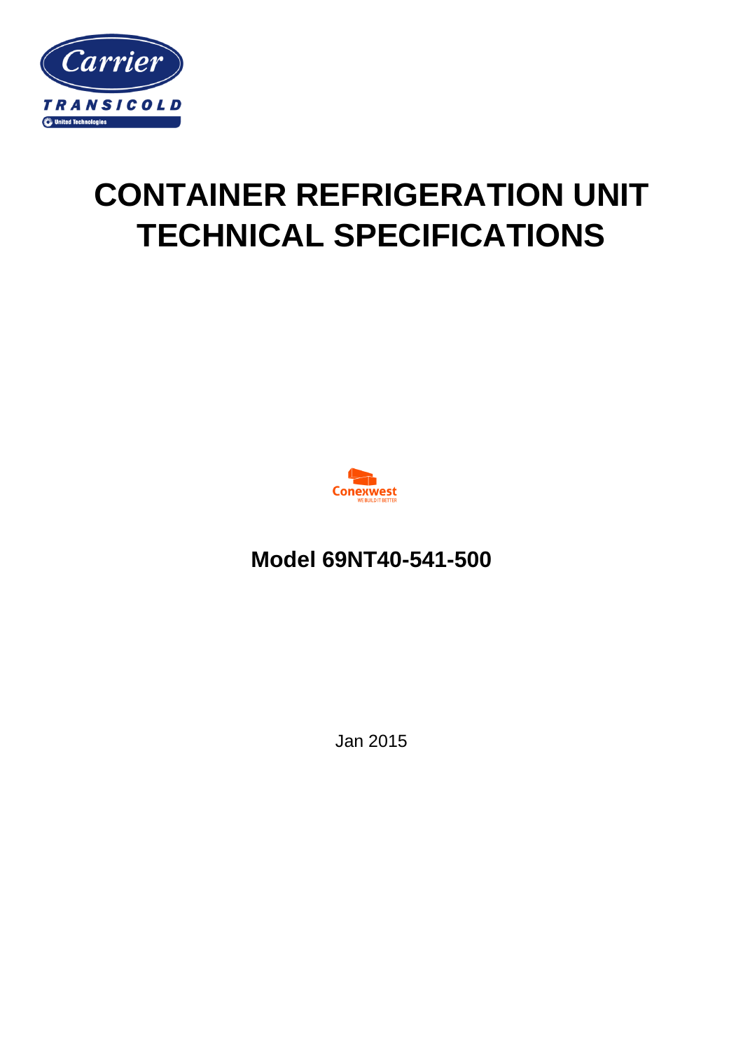Carrier

TRANSICOLD

United Technologies

# CONTAINER REFRIGERATION UNIT TECHNICAL SPECIFICATIONS

Conexwest

WE BUILD IT BETTER

## Model 69NT40-541-500

Jan 2015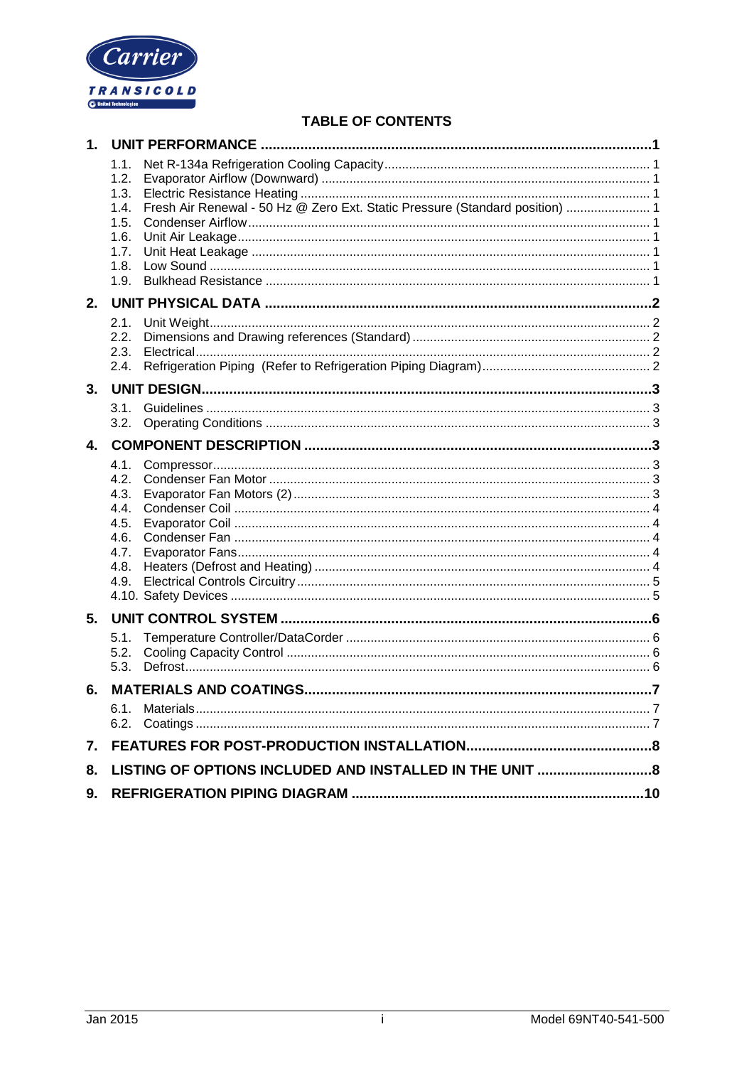# TABLE OF CONTENTS

**1. UNIT PERFORMANCE ..... 1**

- 1.1. Net R-134a Refrigeration Cooling Capacity ..... 1
- 1.2. Evaporator Airflow (Downward) ..... 1
- 1.3. Electric Resistance Heating ..... 1
- 1.4. Fresh Air Renewal - 50 Hz @ Zero Ext. Static Pressure (Standard position) ..... 1
- 1.5. Condenser Airflow ..... 1
- 1.6. Unit Air Leakage ..... 1
- 1.7. Unit Heat Leakage ..... 1
- 1.8. Low Sound ..... 1
- 1.9. Bulkhead Resistance ..... 1

**2. UNIT PHYSICAL DATA ..... 2**

- 2.1. Unit Weight ..... 2
- 2.2. Dimensions and Drawing references (Standard) ..... 2
- 2.3. Electrical ..... 2
- 2.4. Refrigeration Piping (Refer to Refrigeration Piping Diagram) ..... 2

**3. UNIT DESIGN ..... 3**

- 3.1. Guidelines ..... 3
- 3.2. Operating Conditions ..... 3

**4. COMPONENT DESCRIPTION ..... 3**

- 4.1. Compressor ..... 3
- 4.2. Condenser Fan Motor ..... 3
- 4.3. Evaporator Fan Motors (2) ..... 3
- 4.4. Condenser Coil ..... 4
- 4.5. Evaporator Coil ..... 4
- 4.6. Condenser Fan ..... 4
- 4.7. Evaporator Fans ..... 4
- 4.8. Heaters (Defrost and Heating) ..... 4
- 4.9. Electrical Controls Circuitry ..... 5
- 4.10. Safety Devices ..... 5

**5. UNIT CONTROL SYSTEM ..... 6**

- 5.1. Temperature Controller/DataCorder ..... 6
- 5.2. Cooling Capacity Control ..... 6
- 5.3. Defrost ..... 6

**6. MATERIALS AND COATINGS ..... 7**

- 6.1. Materials ..... 7
- 6.2. Coatings ..... 7

**7. FEATURES FOR POST-PRODUCTION INSTALLATION ..... 8**

**8. LISTING OF OPTIONS INCLUDED AND INSTALLED IN THE UNIT ..... 8**

**9. REFRIGERATION PIPING DIAGRAM ..... 10**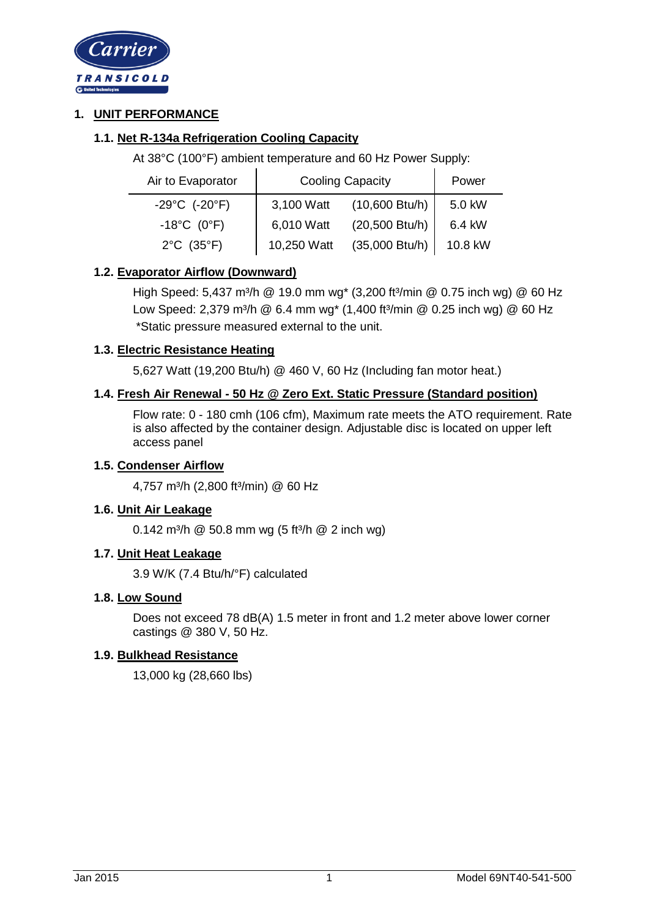# 1. UNIT PERFORMANCE

## 1.1. Net R-134a Refrigeration Cooling Capacity

At 38°C (100°F) ambient temperature and 60 Hz Power Supply:

| Air to Evaporator | Cooling Capacity | | Power |
|---|---|---|---|
| -29°C (-20°F) | 3,100 Watt | (10,600 Btu/h) | 5.0 kW |
| -18°C (0°F) | 6,010 Watt | (20,500 Btu/h) | 6.4 kW |
| 2°C (35°F) | 10,250 Watt | (35,000 Btu/h) | 10.8 kW |

## 1.2. Evaporator Airflow (Downward)

High Speed: 5,437 $m^3/h$ @ 19.0 mm wg* (3,200 $ft^3/min$ @ 0.75 inch wg) @ 60 Hz
Low Speed: 2,379 $m^3/h$ @ 6.4 mm wg* (1,400 $ft^3/min$ @ 0.25 inch wg) @ 60 Hz
*Static pressure measured external to the unit.

## 1.3. Electric Resistance Heating

5,627 Watt (19,200 Btu/h) @ 460 V, 60 Hz (Including fan motor heat.)

## 1.4. Fresh Air Renewal - 50 Hz @ Zero Ext. Static Pressure (Standard position)

Flow rate: 0 - 180 cmh (106 cfm), Maximum rate meets the ATO requirement. Rate is also affected by the container design. Adjustable disc is located on upper left access panel

## 1.5. Condenser Airflow

4,757 $m^3/h$ (2,800 $ft^3/min$) @ 60 Hz

## 1.6. Unit Air Leakage

0.142 $m^3/h$ @ 50.8 mm wg (5 $ft^3/h$ @ 2 inch wg)

## 1.7. Unit Heat Leakage

3.9 W/K (7.4 Btu/h/°F) calculated

## 1.8. Low Sound

Does not exceed 78 dB(A) 1.5 meter in front and 1.2 meter above lower corner castings @ 380 V, 50 Hz.

## 1.9. Bulkhead Resistance

13,000 kg (28,660 lbs)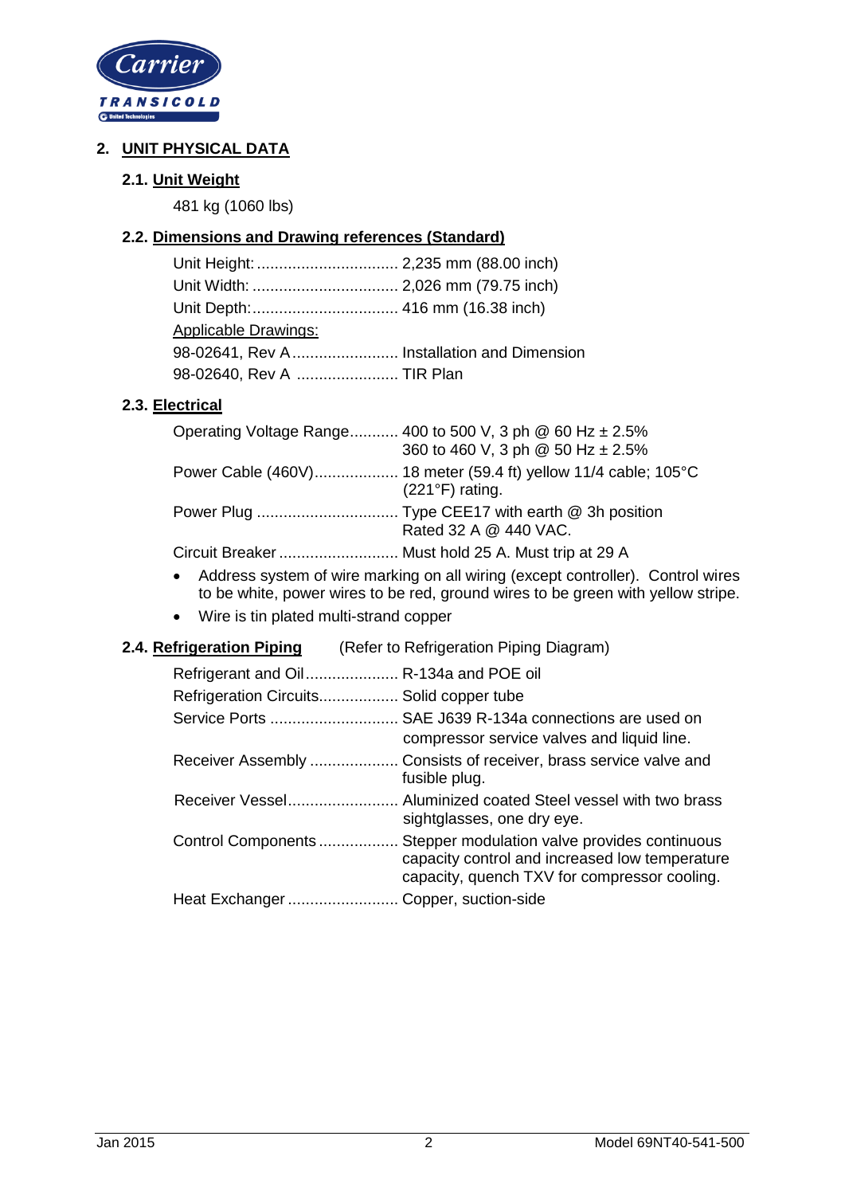## 2. UNIT PHYSICAL DATA

### 2.1. Unit Weight

481 kg (1060 lbs)

### 2.2. Dimensions and Drawing references (Standard)

Unit Height: ................................ 2,235 mm (88.00 inch)
Unit Width: ................................. 2,026 mm (79.75 inch)
Unit Depth:................................. 416 mm (16.38 inch)

Applicable Drawings:

98-02641, Rev A........................ Installation and Dimension
98-02640, Rev A ....................... TIR Plan

### 2.3. Electrical

Operating Voltage Range........... 400 to 500 V, 3 ph @ 60 Hz ± 2.5%
360 to 460 V, 3 ph @ 50 Hz ± 2.5%

Power Cable (460V)................... 18 meter (59.4 ft) yellow 11/4 cable; 105°C (221°F) rating.

Power Plug ................................ Type CEE17 with earth @ 3h position
Rated 32 A @ 440 VAC.

Circuit Breaker ........................... Must hold 25 A. Must trip at 29 A

- Address system of wire marking on all wiring (except controller). Control wires to be white, power wires to be red, ground wires to be green with yellow stripe.
- Wire is tin plated multi-strand copper

### 2.4. Refrigeration Piping (Refer to Refrigeration Piping Diagram)

Refrigerant and Oil..................... R-134a and POE oil

Refrigeration Circuits.................. Solid copper tube

Service Ports ............................. SAE J639 R-134a connections are used on compressor service valves and liquid line.

Receiver Assembly .................... Consists of receiver, brass service valve and fusible plug.

Receiver Vessel......................... Aluminized coated Steel vessel with two brass sightglasses, one dry eye.

Control Components .................. Stepper modulation valve provides continuous capacity control and increased low temperature capacity, quench TXV for compressor cooling.

Heat Exchanger ......................... Copper, suction-side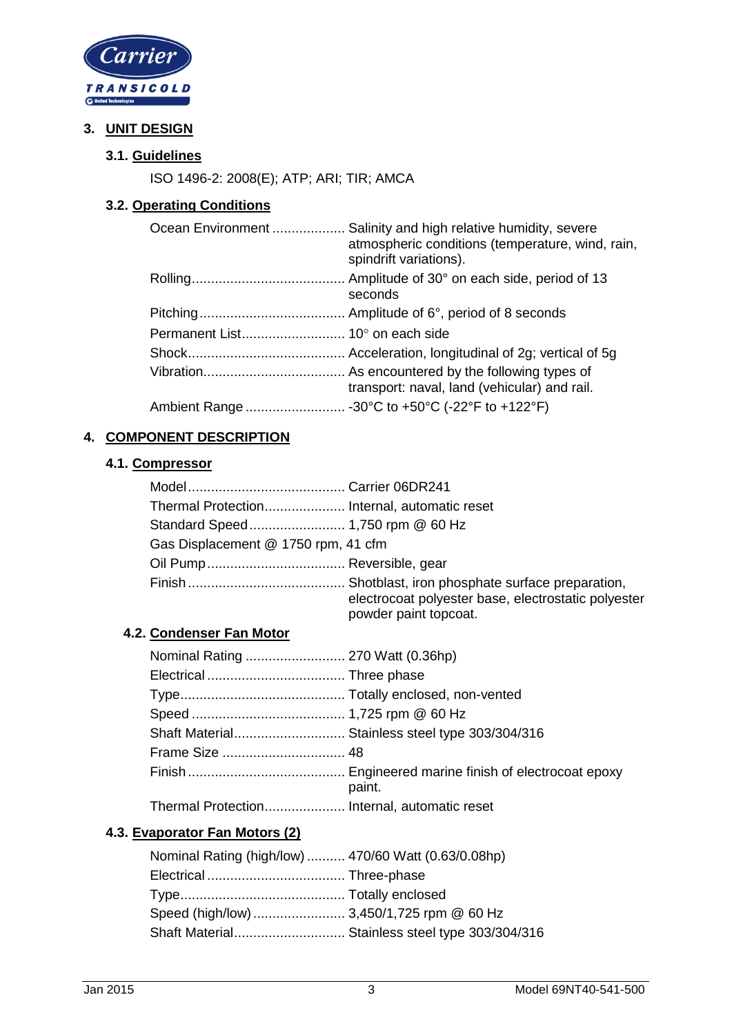## 3. UNIT DESIGN

### 3.1. Guidelines

ISO 1496-2: 2008(E); ATP; ARI; TIR; AMCA

### 3.2. Operating Conditions

| | |
|---|---|
| Ocean Environment | Salinity and high relative humidity, severe atmospheric conditions (temperature, wind, rain, spindrift variations). |
| Rolling | Amplitude of 30° on each side, period of 13 seconds |
| Pitching | Amplitude of 6°, period of 8 seconds |
| Permanent List | 10° on each side |
| Shock | Acceleration, longitudinal of 2g; vertical of 5g |
| Vibration | As encountered by the following types of transport: naval, land (vehicular) and rail. |
| Ambient Range | -30°C to +50°C (-22°F to +122°F) |

## 4. COMPONENT DESCRIPTION

### 4.1. Compressor

| | |
|---|---|
| Model | Carrier 06DR241 |
| Thermal Protection | Internal, automatic reset |
| Standard Speed | 1,750 rpm @ 60 Hz |
| Gas Displacement @ 1750 rpm, 41 cfm | |
| Oil Pump | Reversible, gear |
| Finish | Shotblast, iron phosphate surface preparation, electrocoat polyester base, electrostatic polyester powder paint topcoat. |

### 4.2. Condenser Fan Motor

| | |
|---|---|
| Nominal Rating | 270 Watt (0.36hp) |
| Electrical | Three phase |
| Type | Totally enclosed, non-vented |
| Speed | 1,725 rpm @ 60 Hz |
| Shaft Material | Stainless steel type 303/304/316 |
| Frame Size | 48 |
| Finish | Engineered marine finish of electrocoat epoxy paint. |
| Thermal Protection | Internal, automatic reset |

### 4.3. Evaporator Fan Motors (2)

| | |
|---|---|
| Nominal Rating (high/low) | 470/60 Watt (0.63/0.08hp) |
| Electrical | Three-phase |
| Type | Totally enclosed |
| Speed (high/low) | 3,450/1,725 rpm @ 60 Hz |
| Shaft Material | Stainless steel type 303/304/316 |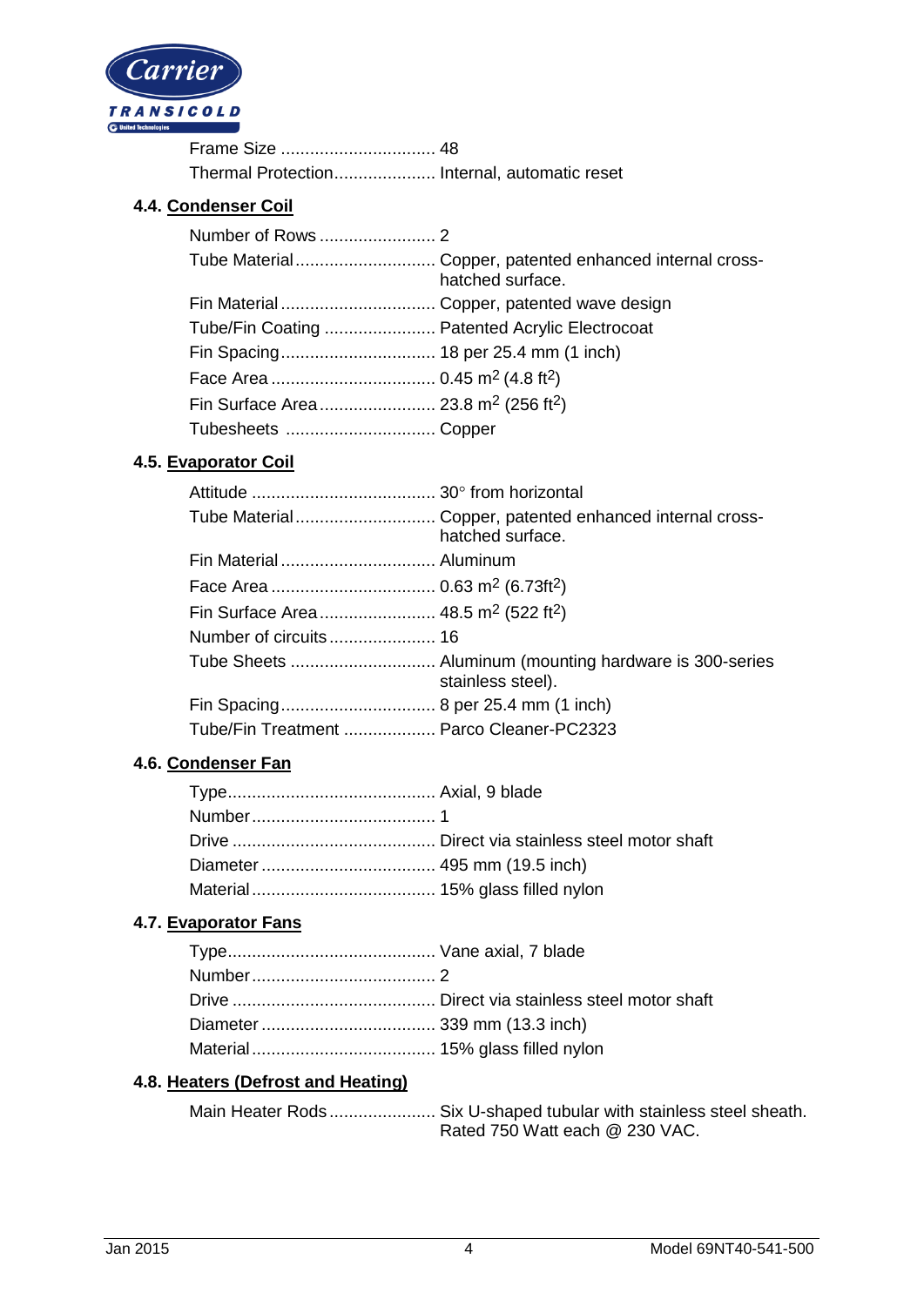Frame Size ................................ 48
Thermal Protection..................... Internal, automatic reset

## 4.4. Condenser Coil

| | |
|---|---|
| Number of Rows | 2 |
| Tube Material | Copper, patented enhanced internal cross-hatched surface. |
| Fin Material | Copper, patented wave design |
| Tube/Fin Coating | Patented Acrylic Electrocoat |
| Fin Spacing | 18 per 25.4 mm (1 inch) |
| Face Area | 0.45 $m^2$ (4.8 $ft^2$) |
| Fin Surface Area | 23.8 $m^2$ (256 $ft^2$) |
| Tubesheets | Copper |

## 4.5. Evaporator Coil

| | |
|---|---|
| Attitude | 30° from horizontal |
| Tube Material | Copper, patented enhanced internal cross-hatched surface. |
| Fin Material | Aluminum |
| Face Area | 0.63 $m^2$ (6.73$ft^2$) |
| Fin Surface Area | 48.5 $m^2$ (522 $ft^2$) |
| Number of circuits | 16 |
| Tube Sheets | Aluminum (mounting hardware is 300-series stainless steel). |
| Fin Spacing | 8 per 25.4 mm (1 inch) |
| Tube/Fin Treatment | Parco Cleaner-PC2323 |

## 4.6. Condenser Fan

| | |
|---|---|
| Type | Axial, 9 blade |
| Number | 1 |
| Drive | Direct via stainless steel motor shaft |
| Diameter | 495 mm (19.5 inch) |
| Material | 15% glass filled nylon |

## 4.7. Evaporator Fans

| | |
|---|---|
| Type | Vane axial, 7 blade |
| Number | 2 |
| Drive | Direct via stainless steel motor shaft |
| Diameter | 339 mm (13.3 inch) |
| Material | 15% glass filled nylon |

## 4.8. Heaters (Defrost and Heating)

| | |
|---|---|
| Main Heater Rods | Six U-shaped tubular with stainless steel sheath. Rated 750 Watt each @ 230 VAC. |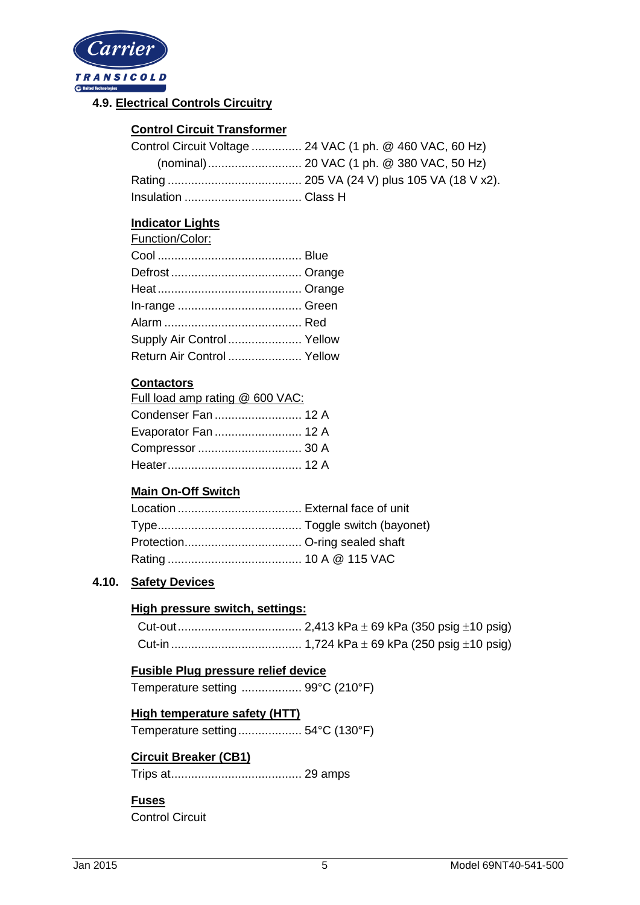## 4.9. Electrical Controls Circuitry

**Control Circuit Transformer**

Control Circuit Voltage ............... 24 VAC (1 ph. @ 460 VAC, 60 Hz)
(nominal)............................ 20 VAC (1 ph. @ 380 VAC, 50 Hz)
Rating ........................................ 205 VA (24 V) plus 105 VA (18 V x2).
Insulation ................................... Class H

**Indicator Lights**

Function/Color:

Cool ........................................... Blue
Defrost ....................................... Orange
Heat ........................................... Orange
In-range ..................................... Green
Alarm ......................................... Red
Supply Air Control ...................... Yellow
Return Air Control ...................... Yellow

**Contactors**

Full load amp rating @ 600 VAC:

Condenser Fan .......................... 12 A
Evaporator Fan .......................... 12 A
Compressor ............................... 30 A
Heater........................................ 12 A

**Main On-Off Switch**

Location ..................................... External face of unit
Type........................................... Toggle switch (bayonet)
Protection................................... O-ring sealed shaft
Rating ........................................ 10 A @ 115 VAC

## 4.10. Safety Devices

**High pressure switch, settings:**

Cut-out..................................... 2,413 kPa ± 69 kPa (350 psig ±10 psig)
Cut-in ....................................... 1,724 kPa ± 69 kPa (250 psig ±10 psig)

**Fusible Plug pressure relief device**

Temperature setting .................. 99°C (210°F)

**High temperature safety (HTT)**

Temperature setting................... 54°C (130°F)

**Circuit Breaker (CB1)**

Trips at....................................... 29 amps

**Fuses**

Control Circuit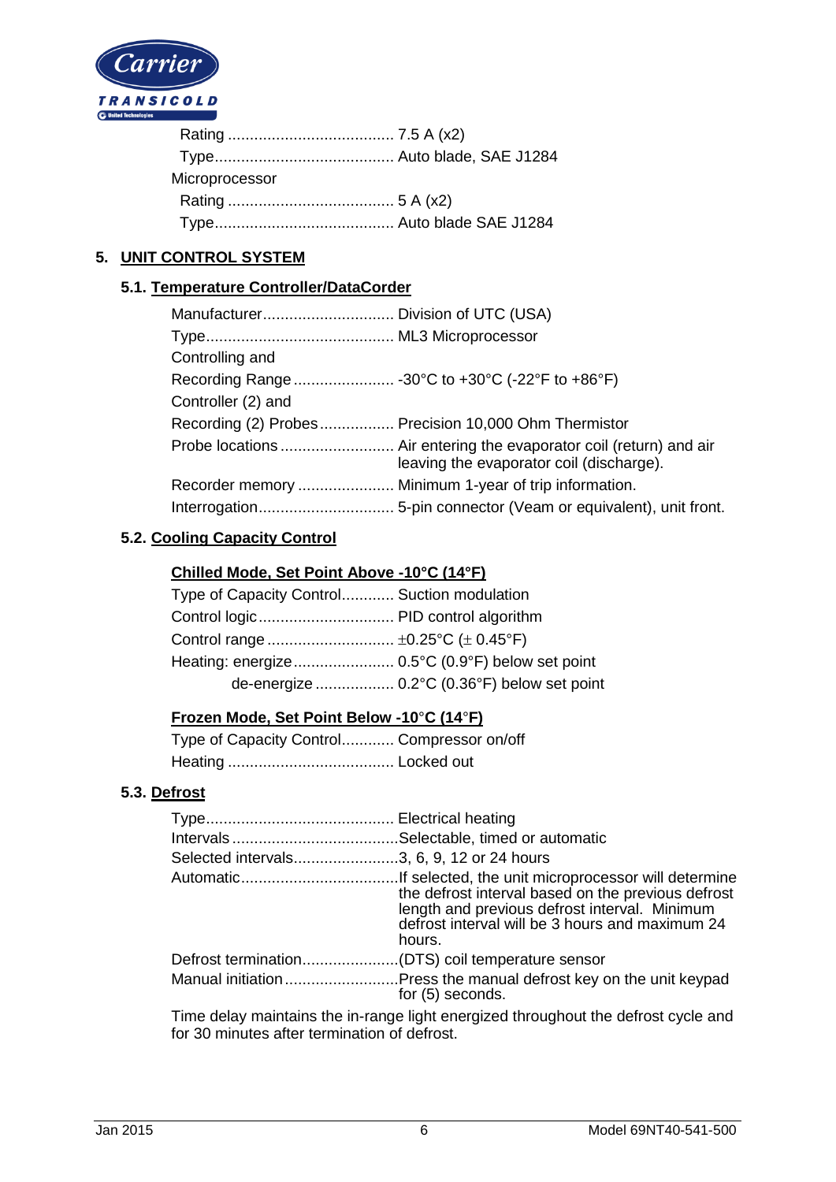| | |
|---|---|
| Rating | 7.5 A (x2) |
| Type | Auto blade, SAE J1284 |

Microprocessor

| | |
|---|---|
| Rating | 5 A (x2) |
| Type | Auto blade SAE J1284 |

## 5. UNIT CONTROL SYSTEM

### 5.1. Temperature Controller/DataCorder

| | |
|---|---|
| Manufacturer | Division of UTC (USA) |
| Type | ML3 Microprocessor |
| Controlling and Recording Range | -30°C to +30°C (-22°F to +86°F) |
| Controller (2) and Recording (2) Probes | Precision 10,000 Ohm Thermistor |
| Probe locations | Air entering the evaporator coil (return) and air leaving the evaporator coil (discharge). |
| Recorder memory | Minimum 1-year of trip information. |
| Interrogation | 5-pin connector (Veam or equivalent), unit front. |

### 5.2. Cooling Capacity Control

**Chilled Mode, Set Point Above -10°C (14°F)**

| | |
|---|---|
| Type of Capacity Control | Suction modulation |
| Control logic | PID control algorithm |
| Control range | ±0.25°C (± 0.45°F) |
| Heating: energize | 0.5°C (0.9°F) below set point |
| de-energize | 0.2°C (0.36°F) below set point |

**Frozen Mode, Set Point Below -10°C (14°F)**

| | |
|---|---|
| Type of Capacity Control | Compressor on/off |
| Heating | Locked out |

### 5.3. Defrost

| | |
|---|---|
| Type | Electrical heating |
| Intervals | Selectable, timed or automatic |
| Selected intervals | 3, 6, 9, 12 or 24 hours |
| Automatic | If selected, the unit microprocessor will determine the defrost interval based on the previous defrost length and previous defrost interval. Minimum defrost interval will be 3 hours and maximum 24 hours. |
| Defrost termination | (DTS) coil temperature sensor |
| Manual initiation | Press the manual defrost key on the unit keypad for (5) seconds. |

Time delay maintains the in-range light energized throughout the defrost cycle and for 30 minutes after termination of defrost.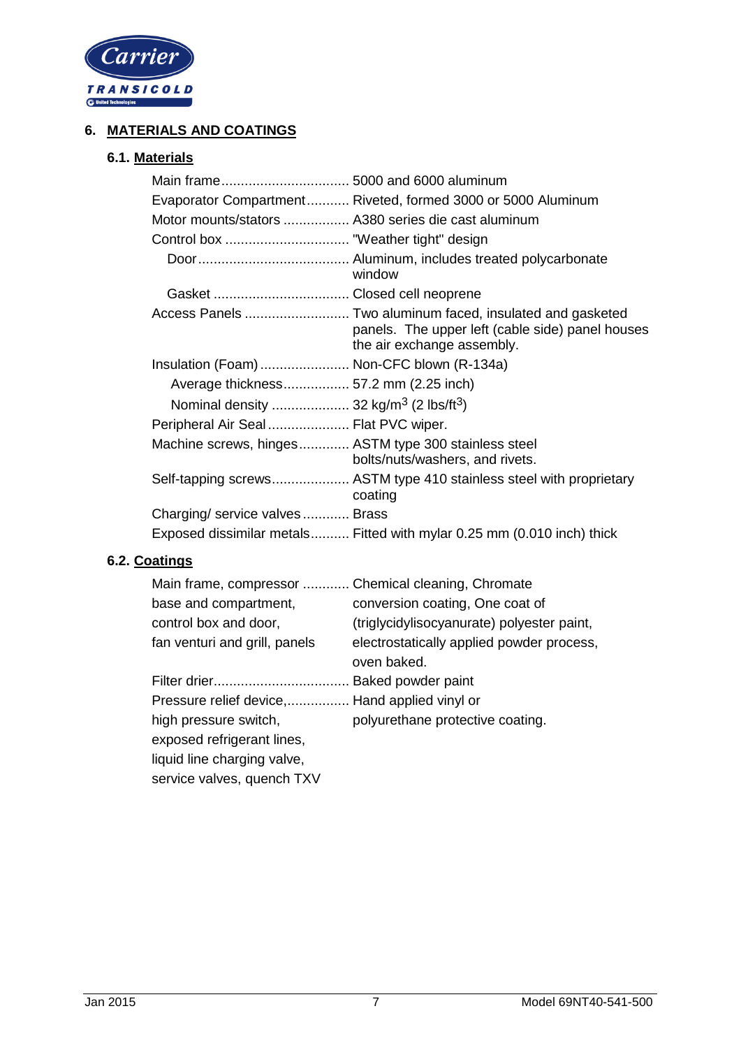# 6. MATERIALS AND COATINGS

## 6.1. Materials

| Item | Specification |
|---|---|
| Main frame | 5000 and 6000 aluminum |
| Evaporator Compartment | Riveted, formed 3000 or 5000 Aluminum |
| Motor mounts/stators | A380 series die cast aluminum |
| Control box | "Weather tight" design |
| Door | Aluminum, includes treated polycarbonate window |
| Gasket | Closed cell neoprene |
| Access Panels | Two aluminum faced, insulated and gasketed panels. The upper left (cable side) panel houses the air exchange assembly. |
| Insulation (Foam) | Non-CFC blown (R-134a) |
| Average thickness | 57.2 mm (2.25 inch) |
| Nominal density | 32 kg/m$^3$ (2 lbs/ft$^3$) |
| Peripheral Air Seal | Flat PVC wiper. |
| Machine screws, hinges | ASTM type 300 stainless steel bolts/nuts/washers, and rivets. |
| Self-tapping screws | ASTM type 410 stainless steel with proprietary coating |
| Charging/ service valves | Brass |
| Exposed dissimilar metals | Fitted with mylar 0.25 mm (0.010 inch) thick |

## 6.2. Coatings

| Item | Specification |
|---|---|
| Main frame, compressor base and compartment, control box and door, fan venturi and grill, panels | Chemical cleaning, Chromate conversion coating, One coat of (triglycidylisocyanurate) polyester paint, electrostatically applied powder process, oven baked. |
| Filter drier | Baked powder paint |
| Pressure relief device, high pressure switch, exposed refrigerant lines, liquid line charging valve, service valves, quench TXV | Hand applied vinyl or polyurethane protective coating. |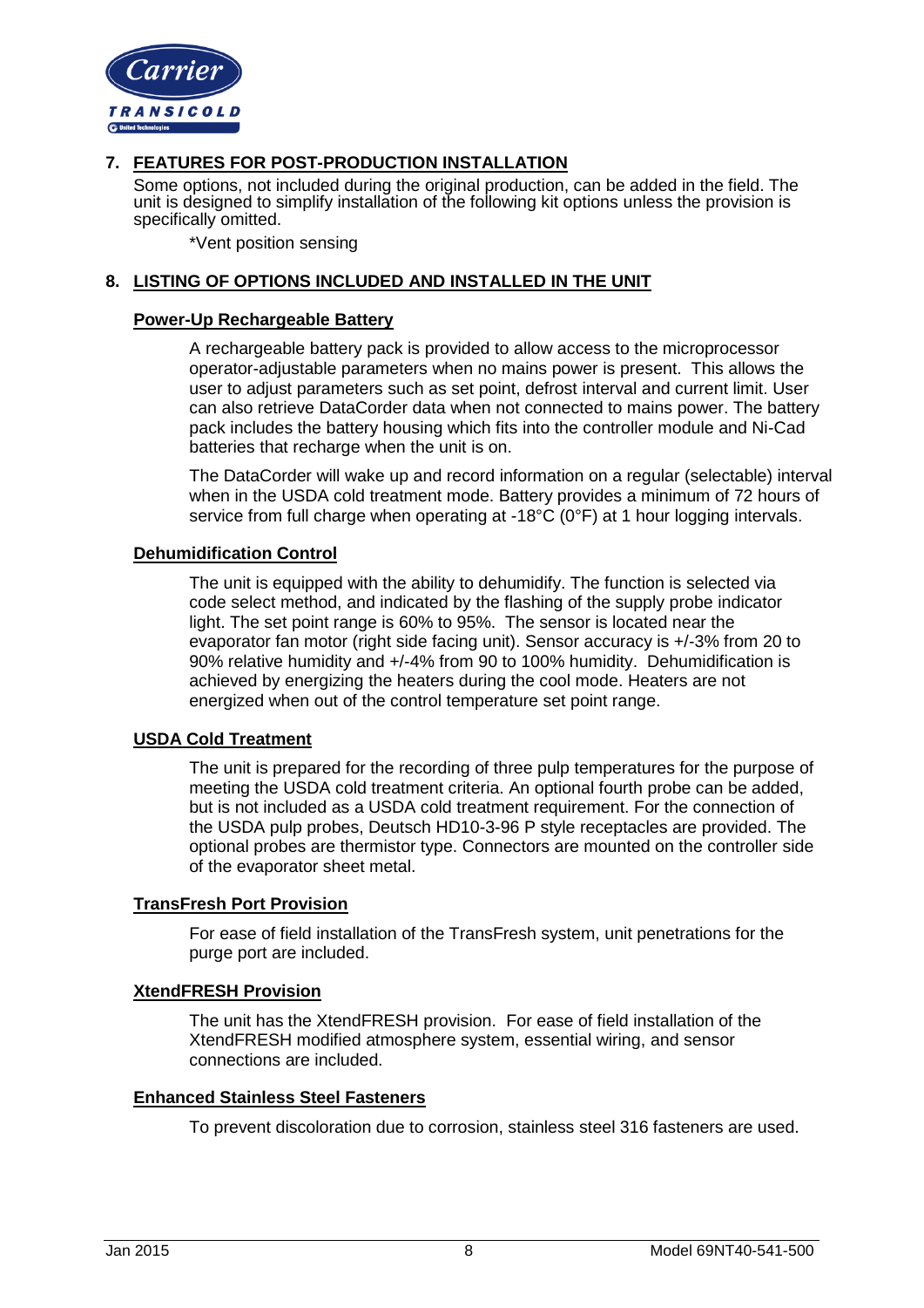## 7. FEATURES FOR POST-PRODUCTION INSTALLATION

Some options, not included during the original production, can be added in the field. The unit is designed to simplify installation of the following kit options unless the provision is specifically omitted.

*Vent position sensing

## 8. LISTING OF OPTIONS INCLUDED AND INSTALLED IN THE UNIT

### Power-Up Rechargeable Battery

A rechargeable battery pack is provided to allow access to the microprocessor operator-adjustable parameters when no mains power is present. This allows the user to adjust parameters such as set point, defrost interval and current limit. User can also retrieve DataCorder data when not connected to mains power. The battery pack includes the battery housing which fits into the controller module and Ni-Cad batteries that recharge when the unit is on.

The DataCorder will wake up and record information on a regular (selectable) interval when in the USDA cold treatment mode. Battery provides a minimum of 72 hours of service from full charge when operating at -18°C (0°F) at 1 hour logging intervals.

### Dehumidification Control

The unit is equipped with the ability to dehumidify. The function is selected via code select method, and indicated by the flashing of the supply probe indicator light. The set point range is 60% to 95%. The sensor is located near the evaporator fan motor (right side facing unit). Sensor accuracy is +/-3% from 20 to 90% relative humidity and +/-4% from 90 to 100% humidity. Dehumidification is achieved by energizing the heaters during the cool mode. Heaters are not energized when out of the control temperature set point range.

### USDA Cold Treatment

The unit is prepared for the recording of three pulp temperatures for the purpose of meeting the USDA cold treatment criteria. An optional fourth probe can be added, but is not included as a USDA cold treatment requirement. For the connection of the USDA pulp probes, Deutsch HD10-3-96 P style receptacles are provided. The optional probes are thermistor type. Connectors are mounted on the controller side of the evaporator sheet metal.

### TransFresh Port Provision

For ease of field installation of the TransFresh system, unit penetrations for the purge port are included.

### XtendFRESH Provision

The unit has the XtendFRESH provision. For ease of field installation of the XtendFRESH modified atmosphere system, essential wiring, and sensor connections are included.

### Enhanced Stainless Steel Fasteners

To prevent discoloration due to corrosion, stainless steel 316 fasteners are used.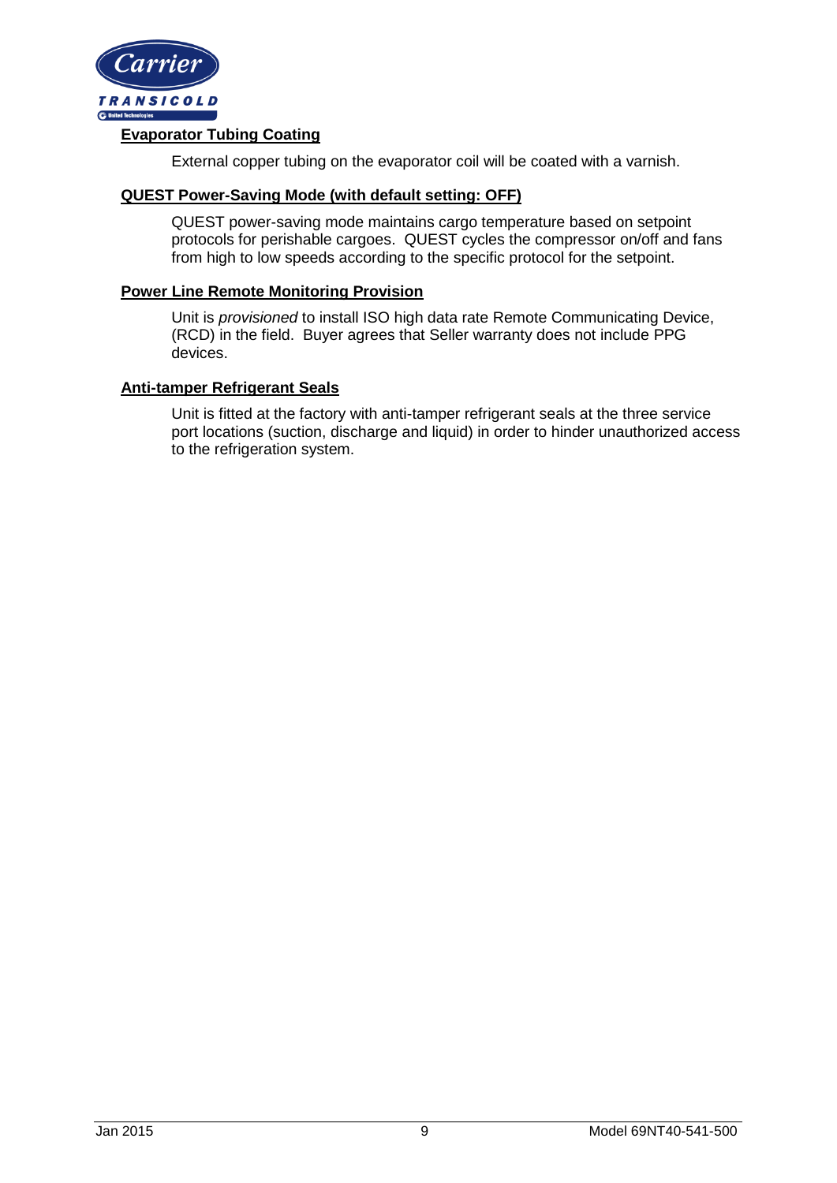**Evaporator Tubing Coating**

External copper tubing on the evaporator coil will be coated with a varnish.

**QUEST Power-Saving Mode (with default setting: OFF)**

QUEST power-saving mode maintains cargo temperature based on setpoint protocols for perishable cargoes. QUEST cycles the compressor on/off and fans from high to low speeds according to the specific protocol for the setpoint.

**Power Line Remote Monitoring Provision**

Unit is *provisioned* to install ISO high data rate Remote Communicating Device, (RCD) in the field. Buyer agrees that Seller warranty does not include PPG devices.

**Anti-tamper Refrigerant Seals**

Unit is fitted at the factory with anti-tamper refrigerant seals at the three service port locations (suction, discharge and liquid) in order to hinder unauthorized access to the refrigeration system.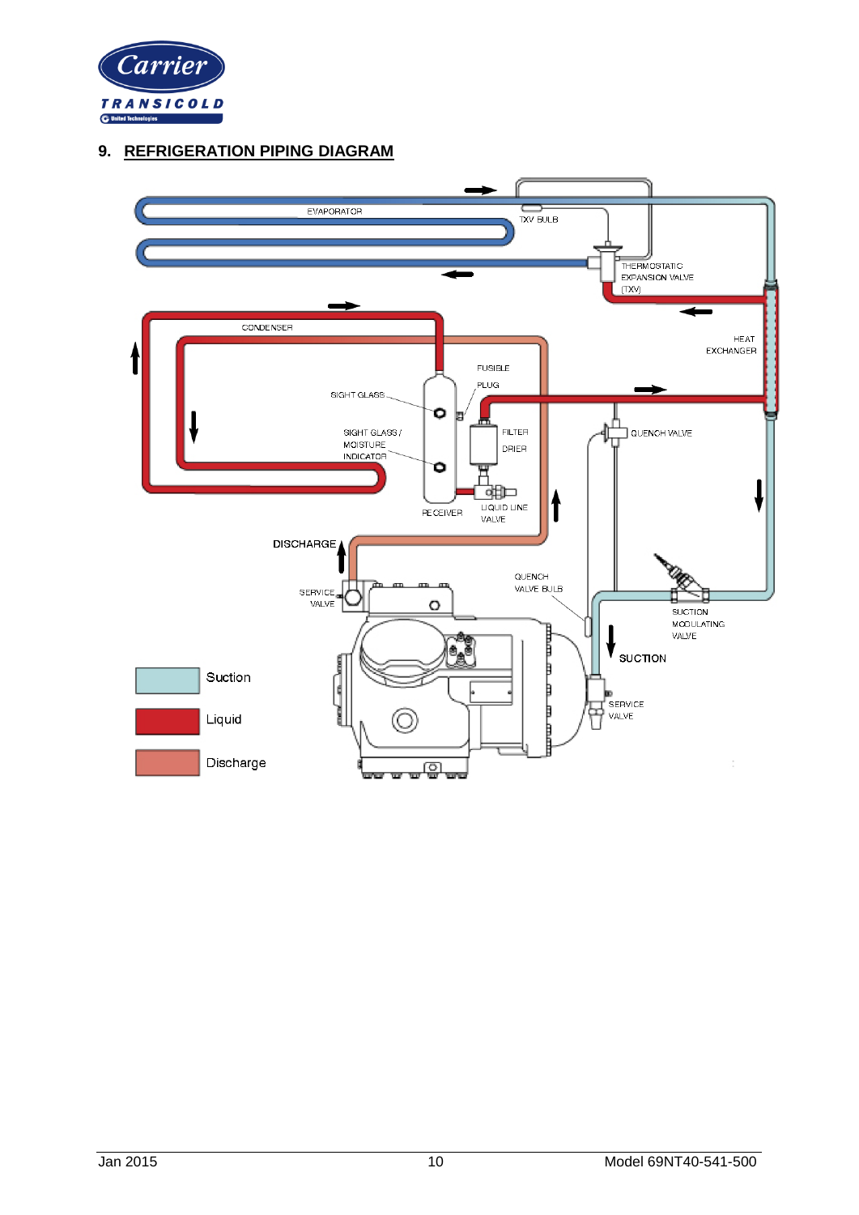## 9. REFRIGERATION PIPING DIAGRAM

EVAPORATOR

TXV BULB

THERMOSTATIC EXPANSION VALVE (TXV)

CONDENSER

HEAT EXCHANGER

FUSIBLE PLUG

SIGHT GLASS

SIGHT GLASS / MOISTURE INDICATOR

FILTER DRIER

QUENCH VALVE

RECEIVER

LIQUID LINE VALVE

DISCHARGE

QUENCH VALVE BULB

SERVICE VALVE

SUCTION MODULATING VALVE

SUCTION

SERVICE VALVE

Suction

Liquid

Discharge